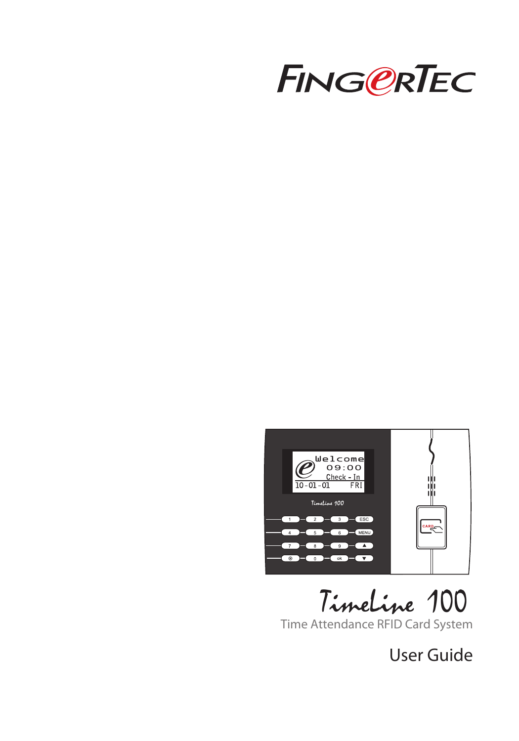FINGERTEC

# TimeLine 100

Time Attendance RFID Card System

User Guide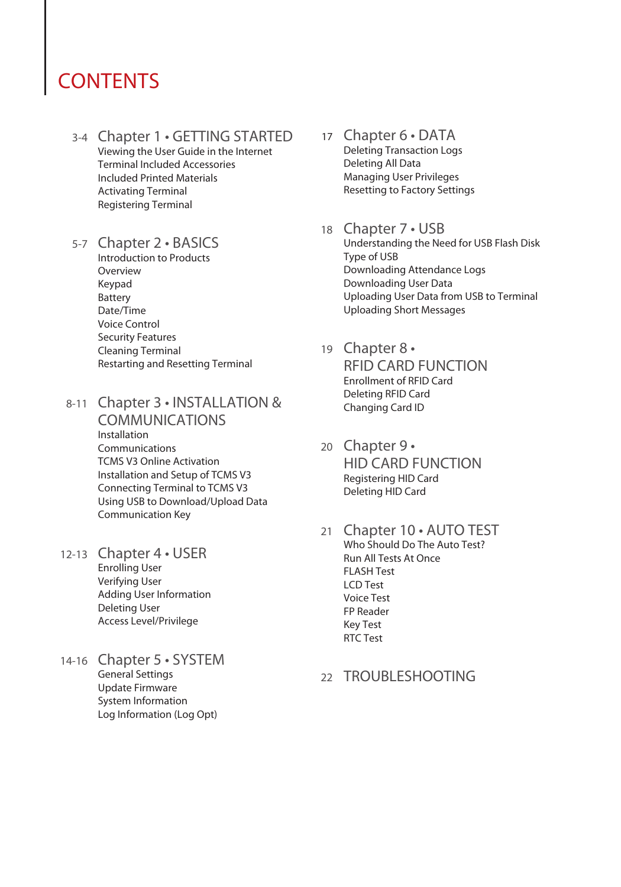# CONTENTS

**3-4 Chapter 1 • GETTING STARTED**
- Viewing the User Guide in the Internet
- Terminal Included Accessories
- Included Printed Materials
- Activating Terminal
- Registering Terminal

**5-7 Chapter 2 • BASICS**
- Introduction to Products
- Overview
- Keypad
- Battery
- Date/Time
- Voice Control
- Security Features
- Cleaning Terminal
- Restarting and Resetting Terminal

**8-11 Chapter 3 • INSTALLATION & COMMUNICATIONS**
- Installation
- Communications
- TCMS V3 Online Activation
- Installation and Setup of TCMS V3
- Connecting Terminal to TCMS V3
- Using USB to Download/Upload Data
- Communication Key

**12-13 Chapter 4 • USER**
- Enrolling User
- Verifying User
- Adding User Information
- Deleting User
- Access Level/Privilege

**14-16 Chapter 5 • SYSTEM**
- General Settings
- Update Firmware
- System Information
- Log Information (Log Opt)

**17 Chapter 6 • DATA**
- Deleting Transaction Logs
- Deleting All Data
- Managing User Privileges
- Resetting to Factory Settings

**18 Chapter 7 • USB**
- Understanding the Need for USB Flash Disk
- Type of USB
- Downloading Attendance Logs
- Downloading User Data
- Uploading User Data from USB to Terminal
- Uploading Short Messages

**19 Chapter 8 • RFID CARD FUNCTION**
- Enrollment of RFID Card
- Deleting RFID Card
- Changing Card ID

**20 Chapter 9 • HID CARD FUNCTION**
- Registering HID Card
- Deleting HID Card

**21 Chapter 10 • AUTO TEST**
- Who Should Do The Auto Test?
- Run All Tests At Once
- FLASH Test
- LCD Test
- Voice Test
- FP Reader
- Key Test
- RTC Test

**22 TROUBLESHOOTING**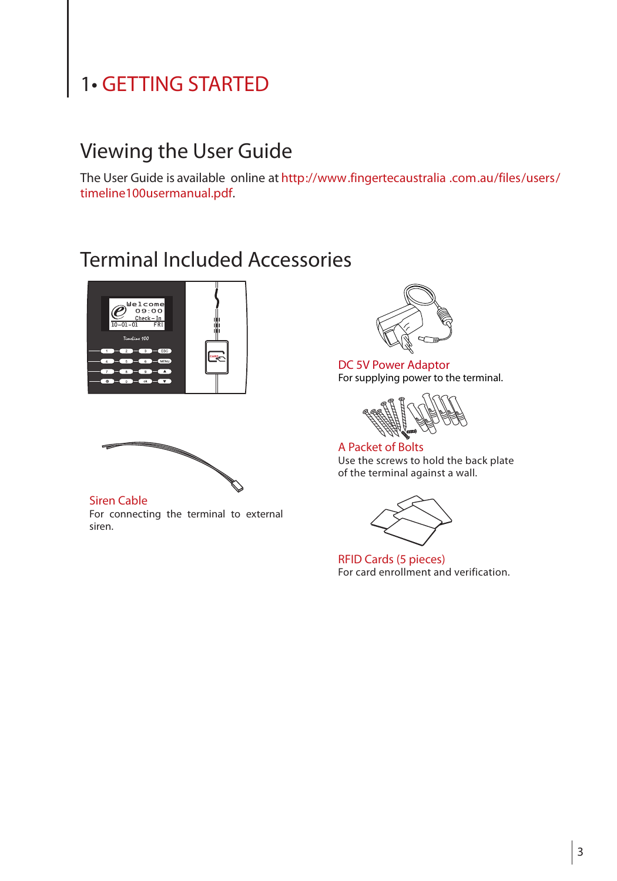# 1• GETTING STARTED

## Viewing the User Guide

The User Guide is available online at http://www.fingertecaustralia .com.au/files/users/timeline100usermanual.pdf.

## Terminal Included Accessories

**Siren Cable**
For connecting the terminal to external siren.

**DC 5V Power Adaptor**
For supplying power to the terminal.

**A Packet of Bolts**
Use the screws to hold the back plate of the terminal against a wall.

**RFID Cards (5 pieces)**
For card enrollment and verification.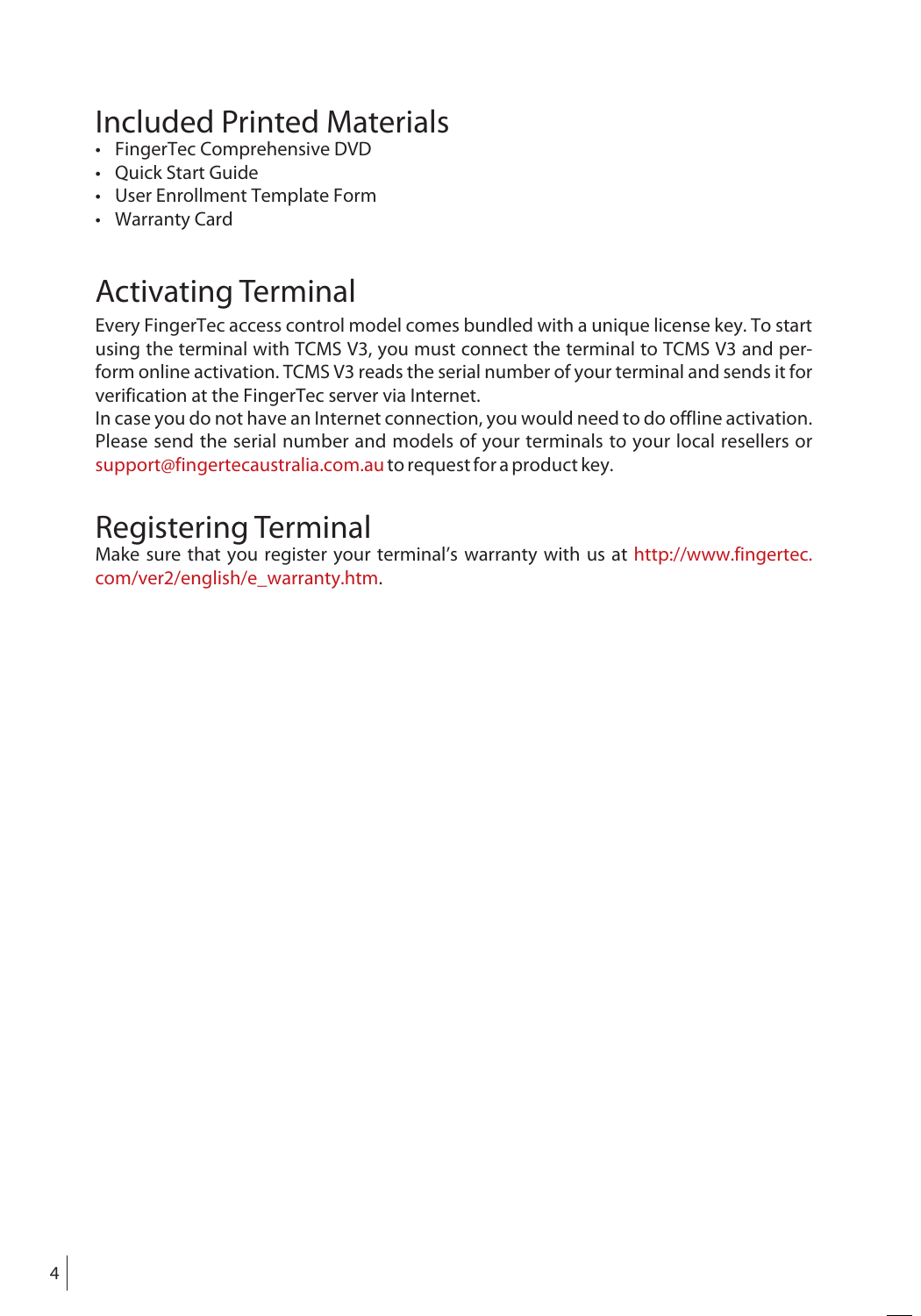## Included Printed Materials

- FingerTec Comprehensive DVD
- Quick Start Guide
- User Enrollment Template Form
- Warranty Card

## Activating Terminal

Every FingerTec access control model comes bundled with a unique license key. To start using the terminal with TCMS V3, you must connect the terminal to TCMS V3 and perform online activation. TCMS V3 reads the serial number of your terminal and sends it for verification at the FingerTec server via Internet.

In case you do not have an Internet connection, you would need to do offline activation. Please send the serial number and models of your terminals to your local resellers or support@fingertecaustralia.com.au to request for a product key.

## Registering Terminal

Make sure that you register your terminal's warranty with us at http://www.fingertec.com/ver2/english/e_warranty.htm.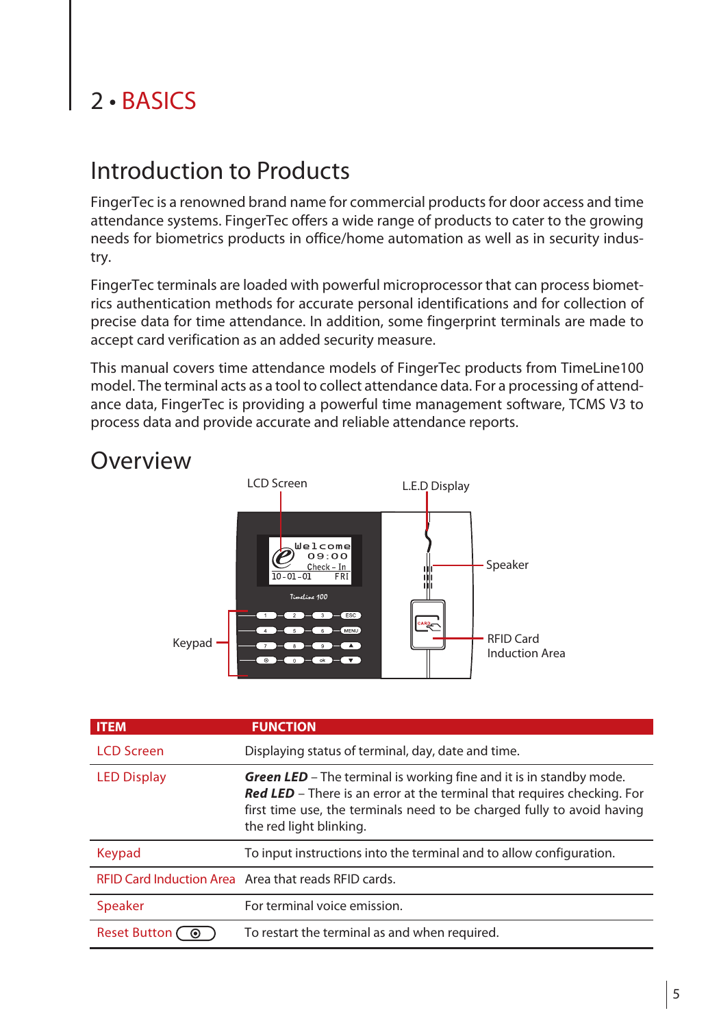# 2 • BASICS

## Introduction to Products

FingerTec is a renowned brand name for commercial products for door access and time attendance systems. FingerTec offers a wide range of products to cater to the growing needs for biometrics products in office/home automation as well as in security industry.

FingerTec terminals are loaded with powerful microprocessor that can process biometrics authentication methods for accurate personal identifications and for collection of precise data for time attendance. In addition, some fingerprint terminals are made to accept card verification as an added security measure.

This manual covers time attendance models of FingerTec products from TimeLine100 model. The terminal acts as a tool to collect attendance data. For a processing of attendance data, FingerTec is providing a powerful time management software, TCMS V3 to process data and provide accurate and reliable attendance reports.

## Overview

LCD Screen

L.E.D Display

Speaker

RFID Card Induction Area

Keypad

| ITEM | FUNCTION |
|---|---|
| LCD Screen | Displaying status of terminal, day, date and time. |
| LED Display | ***Green LED*** – The terminal is working fine and it is in standby mode. ***Red LED*** – There is an error at the terminal that requires checking. For first time use, the terminals need to be charged fully to avoid having the red light blinking. |
| Keypad | To input instructions into the terminal and to allow configuration. |
| RFID Card Induction Area | Area that reads RFID cards. |
| Speaker | For terminal voice emission. |
| Reset Button | To restart the terminal as and when required. |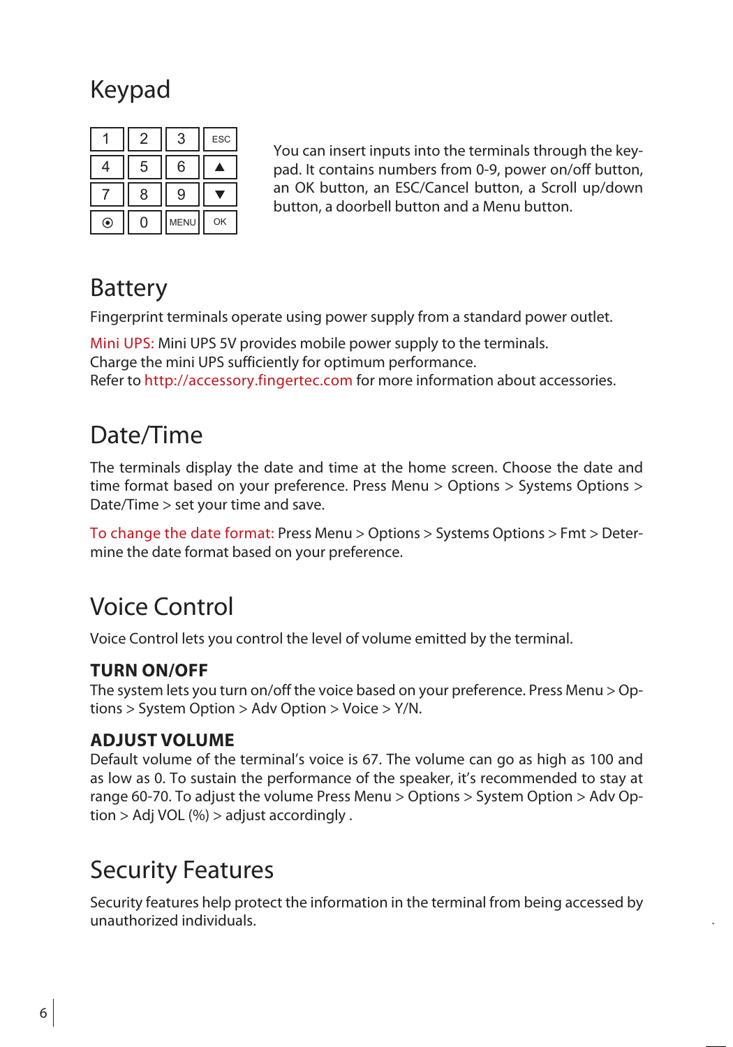# Keypad

| 1 | 2 | 3 | ESC |
|---|---|---|---|
| 4 | 5 | 6 | ▲ |
| 7 | 8 | 9 | ▼ |
| ⦿ | 0 | MENU | OK |

You can insert inputs into the terminals through the keypad. It contains numbers from 0-9, power on/off button, an OK button, an ESC/Cancel button, a Scroll up/down button, a doorbell button and a Menu button.

# Battery

Fingerprint terminals operate using power supply from a standard power outlet.

Mini UPS: Mini UPS 5V provides mobile power supply to the terminals.
Charge the mini UPS sufficiently for optimum performance.
Refer to http://accessory.fingertec.com for more information about accessories.

# Date/Time

The terminals display the date and time at the home screen. Choose the date and time format based on your preference. Press Menu > Options > Systems Options > Date/Time > set your time and save.

To change the date format: Press Menu > Options > Systems Options > Fmt > Determine the date format based on your preference.

# Voice Control

Voice Control lets you control the level of volume emitted by the terminal.

### TURN ON/OFF

The system lets you turn on/off the voice based on your preference. Press Menu > Options > System Option > Adv Option > Voice > Y/N.

### ADJUST VOLUME

Default volume of the terminal's voice is 67. The volume can go as high as 100 and as low as 0. To sustain the performance of the speaker, it's recommended to stay at range 60-70. To adjust the volume Press Menu > Options > System Option > Adv Option > Adj VOL (%) > adjust accordingly .

# Security Features

Security features help protect the information in the terminal from being accessed by unauthorized individuals.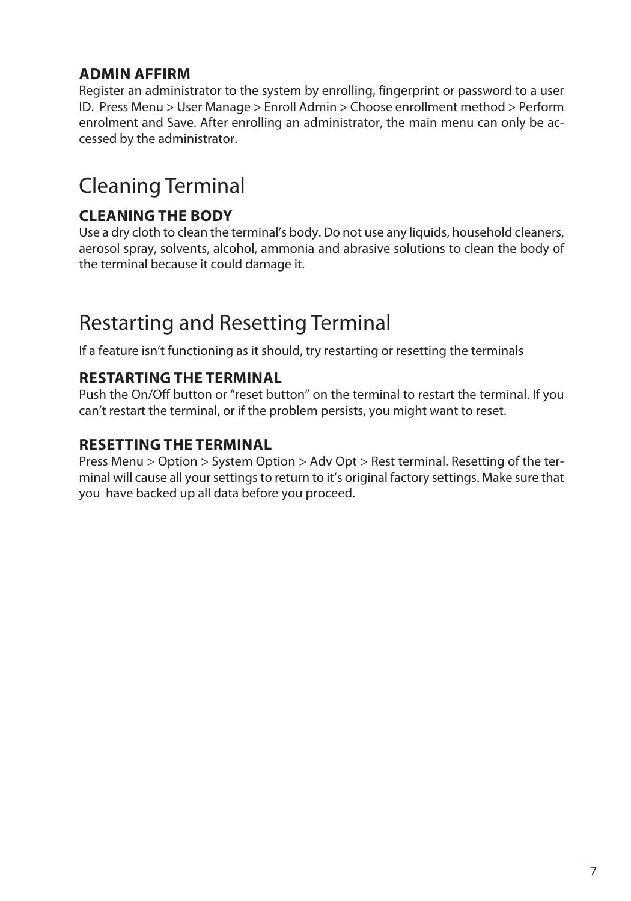### ADMIN AFFIRM

Register an administrator to the system by enrolling, fingerprint or password to a user ID. Press Menu > User Manage > Enroll Admin > Choose enrollment method > Perform enrolment and Save. After enrolling an administrator, the main menu can only be accessed by the administrator.

## Cleaning Terminal

### CLEANING THE BODY

Use a dry cloth to clean the terminal's body. Do not use any liquids, household cleaners, aerosol spray, solvents, alcohol, ammonia and abrasive solutions to clean the body of the terminal because it could damage it.

## Restarting and Resetting Terminal

If a feature isn't functioning as it should, try restarting or resetting the terminals

### RESTARTING THE TERMINAL

Push the On/Off button or "reset button" on the terminal to restart the terminal. If you can't restart the terminal, or if the problem persists, you might want to reset.

### RESETTING THE TERMINAL

Press Menu > Option > System Option > Adv Opt > Rest terminal. Resetting of the terminal will cause all your settings to return to it's original factory settings. Make sure that you have backed up all data before you proceed.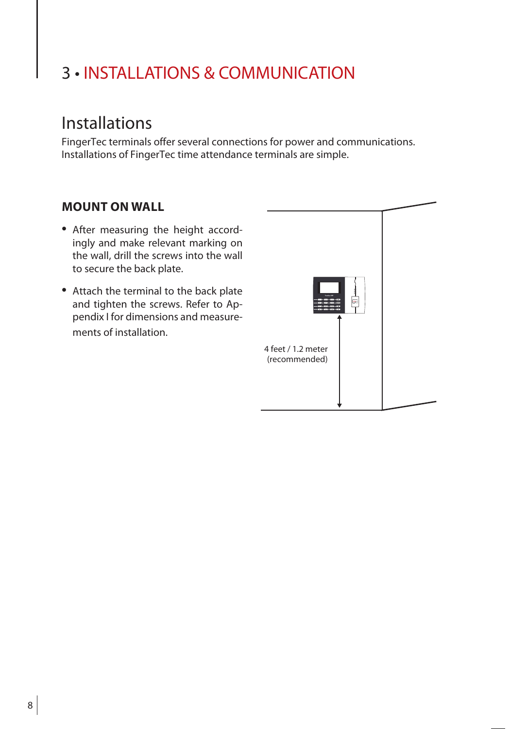# 3 • INSTALLATIONS & COMMUNICATION

## Installations

FingerTec terminals offer several connections for power and communications. Installations of FingerTec time attendance terminals are simple.

### MOUNT ON WALL

- After measuring the height accordingly and make relevant marking on the wall, drill the screws into the wall to secure the back plate.
- Attach the terminal to the back plate and tighten the screws. Refer to Appendix I for dimensions and measurements of installation.

4 feet / 1.2 meter (recommended)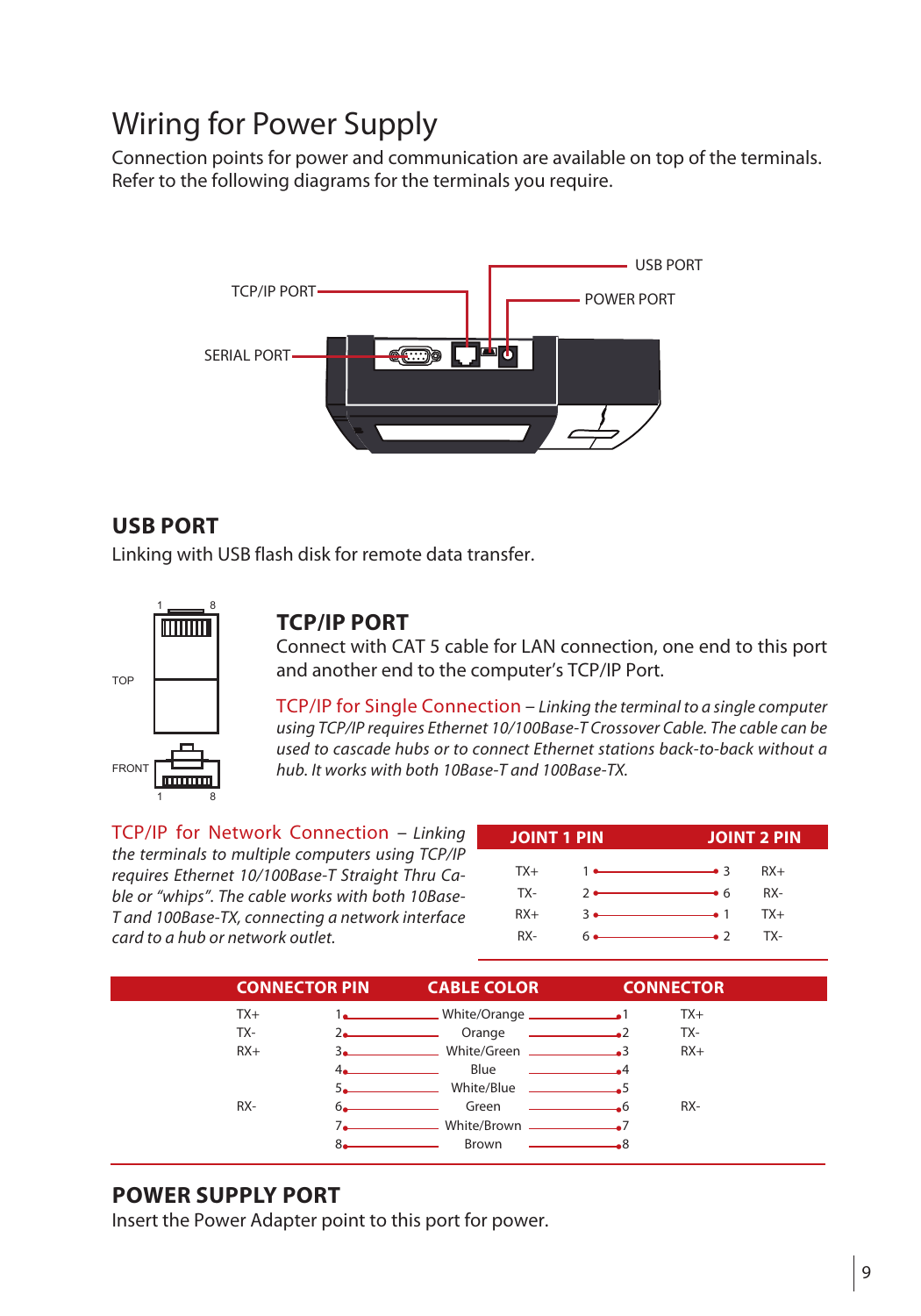# Wiring for Power Supply

Connection points for power and communication are available on top of the terminals. Refer to the following diagrams for the terminals you require.

TCP/IP PORT

SERIAL PORT

USB PORT

POWER PORT

## USB PORT

Linking with USB flash disk for remote data transfer.

## TCP/IP PORT

Connect with CAT 5 cable for LAN connection, one end to this port and another end to the computer's TCP/IP Port.

TCP/IP for Single Connection – *Linking the terminal to a single computer using TCP/IP requires Ethernet 10/100Base-T Crossover Cable. The cable can be used to cascade hubs or to connect Ethernet stations back-to-back without a hub. It works with both 10Base-T and 100Base-TX.*

TCP/IP for Network Connection – *Linking the terminals to multiple computers using TCP/IP requires Ethernet 10/100Base-T Straight Thru Cable or "whips". The cable works with both 10Base-T and 100Base-TX, connecting a network interface card to a hub or network outlet.*

| JOINT 1 PIN | | | JOINT 2 PIN |
|---|---|---|---|
| TX+ | 1 | 3 | RX+ |
| TX- | 2 | 6 | RX- |
| RX+ | 3 | 1 | TX+ |
| RX- | 6 | 2 | TX- |

| CONNECTOR PIN | | CABLE COLOR | | CONNECTOR |
|---|---|---|---|---|
| TX+ | 1 | White/Orange | 1 | TX+ |
| TX- | 2 | Orange | 2 | TX- |
| RX+ | 3 | White/Green | 3 | RX+ |
| | 4 | Blue | 4 | |
| | 5 | White/Blue | 5 | |
| RX- | 6 | Green | 6 | RX- |
| | 7 | White/Brown | 7 | |
| | 8 | Brown | 8 | |

## POWER SUPPLY PORT

Insert the Power Adapter point to this port for power.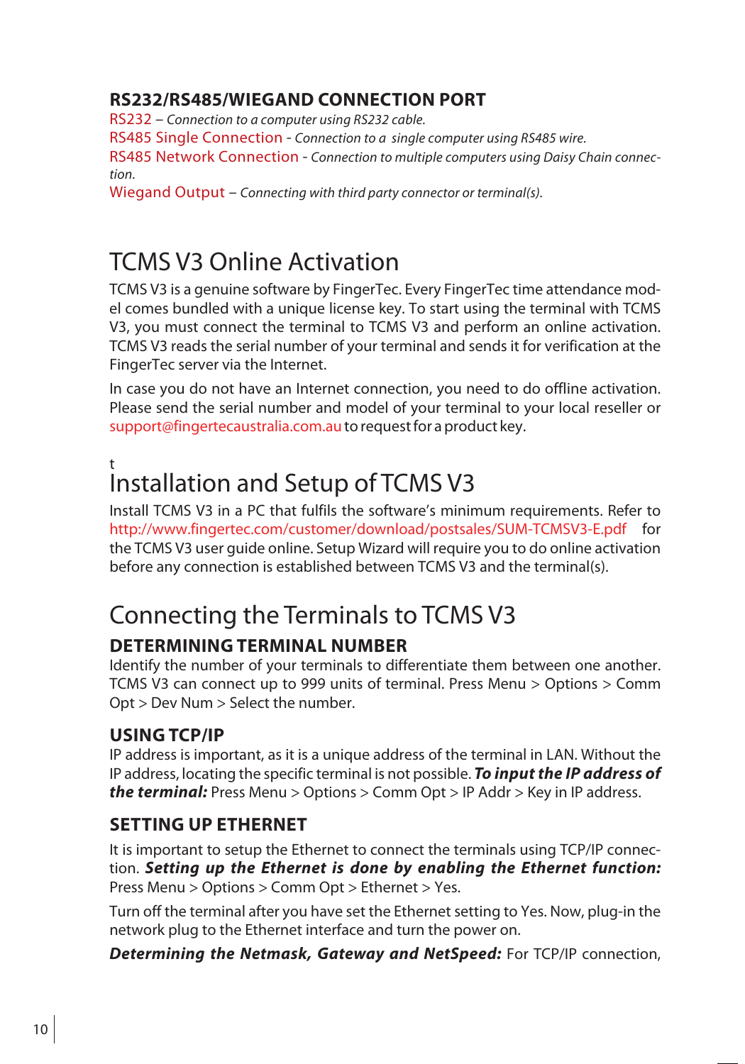### RS232/RS485/WIEGAND CONNECTION PORT

RS232 – *Connection to a computer using RS232 cable.*
RS485 Single Connection - *Connection to a single computer using RS485 wire.*
RS485 Network Connection - *Connection to multiple computers using Daisy Chain connection.*
Wiegand Output – *Connecting with third party connector or terminal(s).*

# TCMS V3 Online Activation

TCMS V3 is a genuine software by FingerTec. Every FingerTec time attendance model comes bundled with a unique license key. To start using the terminal with TCMS V3, you must connect the terminal to TCMS V3 and perform an online activation. TCMS V3 reads the serial number of your terminal and sends it for verification at the FingerTec server via the Internet.

In case you do not have an Internet connection, you need to do offline activation. Please send the serial number and model of your terminal to your local reseller or support@fingertecaustralia.com.au to request for a product key.

t

# Installation and Setup of TCMS V3

Install TCMS V3 in a PC that fulfils the software's minimum requirements. Refer to http://www.fingertec.com/customer/download/postsales/SUM-TCMSV3-E.pdf for the TCMS V3 user guide online. Setup Wizard will require you to do online activation before any connection is established between TCMS V3 and the terminal(s).

# Connecting the Terminals to TCMS V3

### DETERMINING TERMINAL NUMBER

Identify the number of your terminals to differentiate them between one another. TCMS V3 can connect up to 999 units of terminal. Press Menu > Options > Comm Opt > Dev Num > Select the number.

### USING TCP/IP

IP address is important, as it is a unique address of the terminal in LAN. Without the IP address, locating the specific terminal is not possible. ***To input the IP address of the terminal:*** Press Menu > Options > Comm Opt > IP Addr > Key in IP address.

### SETTING UP ETHERNET

It is important to setup the Ethernet to connect the terminals using TCP/IP connection. ***Setting up the Ethernet is done by enabling the Ethernet function:*** Press Menu > Options > Comm Opt > Ethernet > Yes.

Turn off the terminal after you have set the Ethernet setting to Yes. Now, plug-in the network plug to the Ethernet interface and turn the power on.

***Determining the Netmask, Gateway and NetSpeed:*** For TCP/IP connection,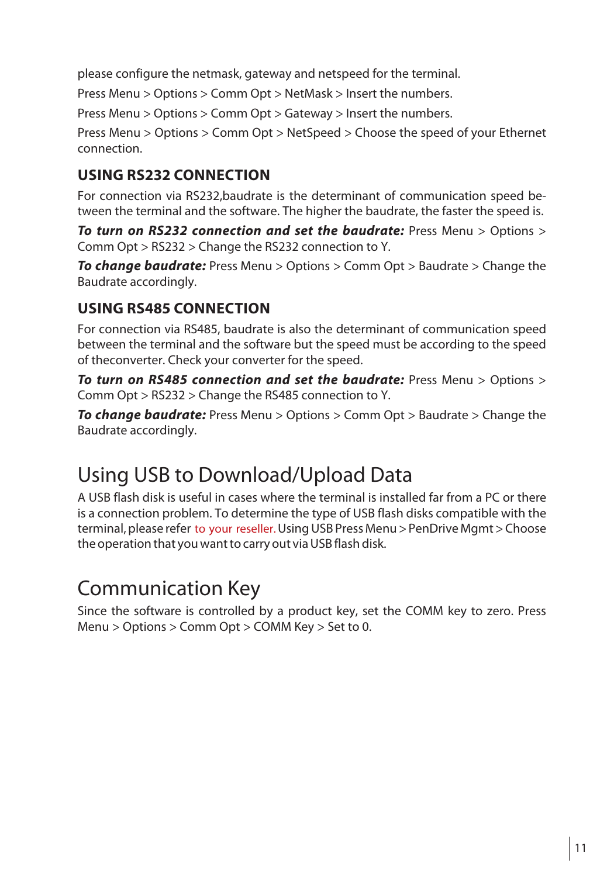please configure the netmask, gateway and netspeed for the terminal.

Press Menu > Options > Comm Opt > NetMask > Insert the numbers.

Press Menu > Options > Comm Opt > Gateway > Insert the numbers.

Press Menu > Options > Comm Opt > NetSpeed > Choose the speed of your Ethernet connection.

### USING RS232 CONNECTION

For connection via RS232,baudrate is the determinant of communication speed between the terminal and the software. The higher the baudrate, the faster the speed is.

***To turn on RS232 connection and set the baudrate:*** Press Menu > Options > Comm Opt > RS232 > Change the RS232 connection to Y.

***To change baudrate:*** Press Menu > Options > Comm Opt > Baudrate > Change the Baudrate accordingly.

### USING RS485 CONNECTION

For connection via RS485, baudrate is also the determinant of communication speed between the terminal and the software but the speed must be according to the speed of theconverter. Check your converter for the speed.

***To turn on RS485 connection and set the baudrate:*** Press Menu > Options > Comm Opt > RS232 > Change the RS485 connection to Y.

***To change baudrate:*** Press Menu > Options > Comm Opt > Baudrate > Change the Baudrate accordingly.

## Using USB to Download/Upload Data

A USB flash disk is useful in cases where the terminal is installed far from a PC or there is a connection problem. To determine the type of USB flash disks compatible with the terminal, please refer to your reseller. Using USB Press Menu > PenDrive Mgmt > Choose the operation that you want to carry out via USB flash disk.

## Communication Key

Since the software is controlled by a product key, set the COMM key to zero. Press Menu > Options > Comm Opt > COMM Key > Set to 0.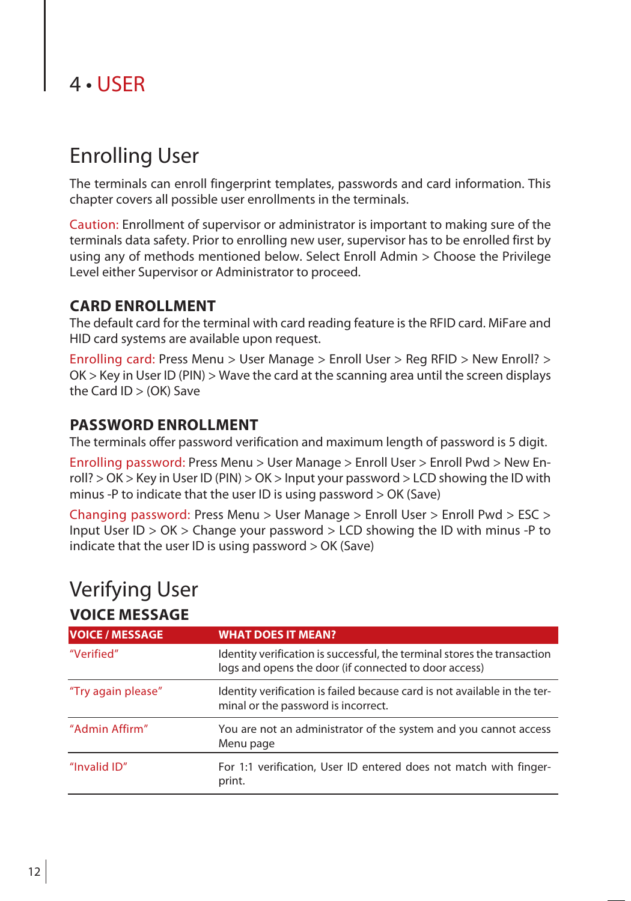# 4 • USER

## Enrolling User

The terminals can enroll fingerprint templates, passwords and card information. This chapter covers all possible user enrollments in the terminals.

Caution: Enrollment of supervisor or administrator is important to making sure of the terminals data safety. Prior to enrolling new user, supervisor has to be enrolled first by using any of methods mentioned below. Select Enroll Admin > Choose the Privilege Level either Supervisor or Administrator to proceed.

### CARD ENROLLMENT

The default card for the terminal with card reading feature is the RFID card. MiFare and HID card systems are available upon request.

Enrolling card: Press Menu > User Manage > Enroll User > Reg RFID > New Enroll? > OK > Key in User ID (PIN) > Wave the card at the scanning area until the screen displays the Card ID > (OK) Save

### PASSWORD ENROLLMENT

The terminals offer password verification and maximum length of password is 5 digit.

Enrolling password: Press Menu > User Manage > Enroll User > Enroll Pwd > New Enroll? > OK > Key in User ID (PIN) > OK > Input your password > LCD showing the ID with minus -P to indicate that the user ID is using password > OK (Save)

Changing password: Press Menu > User Manage > Enroll User > Enroll Pwd > ESC > Input User ID > OK > Change your password > LCD showing the ID with minus -P to indicate that the user ID is using password > OK (Save)

## Verifying User

### VOICE MESSAGE

| VOICE / MESSAGE | WHAT DOES IT MEAN? |
| --- | --- |
| “Verified” | Identity verification is successful, the terminal stores the transaction logs and opens the door (if connected to door access) |
| “Try again please” | Identity verification is failed because card is not available in the terminal or the password is incorrect. |
| “Admin Affirm” | You are not an administrator of the system and you cannot access Menu page |
| “Invalid ID” | For 1:1 verification, User ID entered does not match with fingerprint. |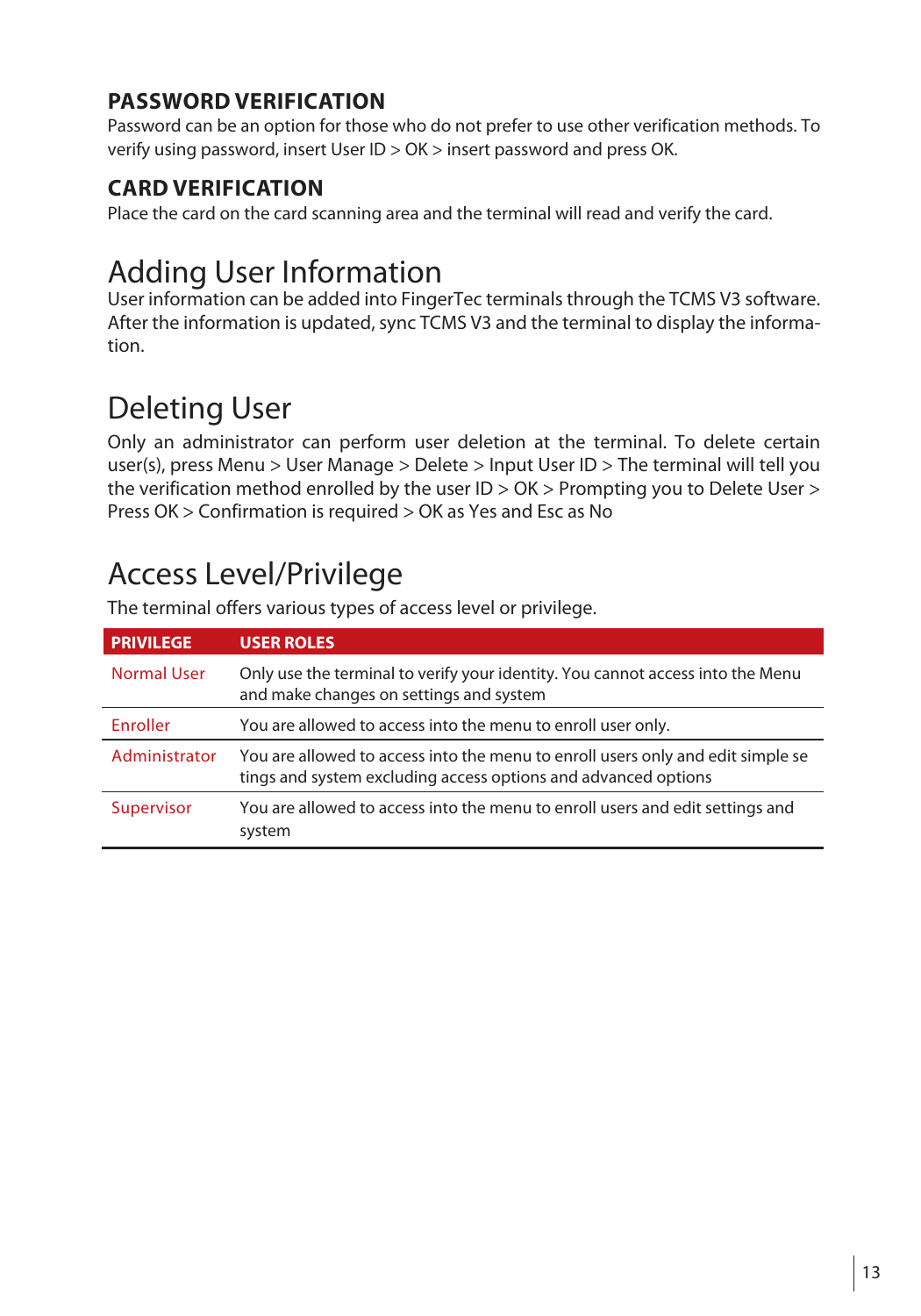### PASSWORD VERIFICATION

Password can be an option for those who do not prefer to use other verification methods. To verify using password, insert User ID > OK > insert password and press OK.

### CARD VERIFICATION

Place the card on the card scanning area and the terminal will read and verify the card.

## Adding User Information

User information can be added into FingerTec terminals through the TCMS V3 software. After the information is updated, sync TCMS V3 and the terminal to display the information.

## Deleting User

Only an administrator can perform user deletion at the terminal. To delete certain user(s), press Menu > User Manage > Delete > Input User ID > The terminal will tell you the verification method enrolled by the user ID > OK > Prompting you to Delete User > Press OK > Confirmation is required > OK as Yes and Esc as No

## Access Level/Privilege

The terminal offers various types of access level or privilege.

| PRIVILEGE | USER ROLES |
| --- | --- |
| Normal User | Only use the terminal to verify your identity. You cannot access into the Menu and make changes on settings and system |
| Enroller | You are allowed to access into the menu to enroll user only. |
| Administrator | You are allowed to access into the menu to enroll users only and edit simple se tings and system excluding access options and advanced options |
| Supervisor | You are allowed to access into the menu to enroll users and edit settings and system |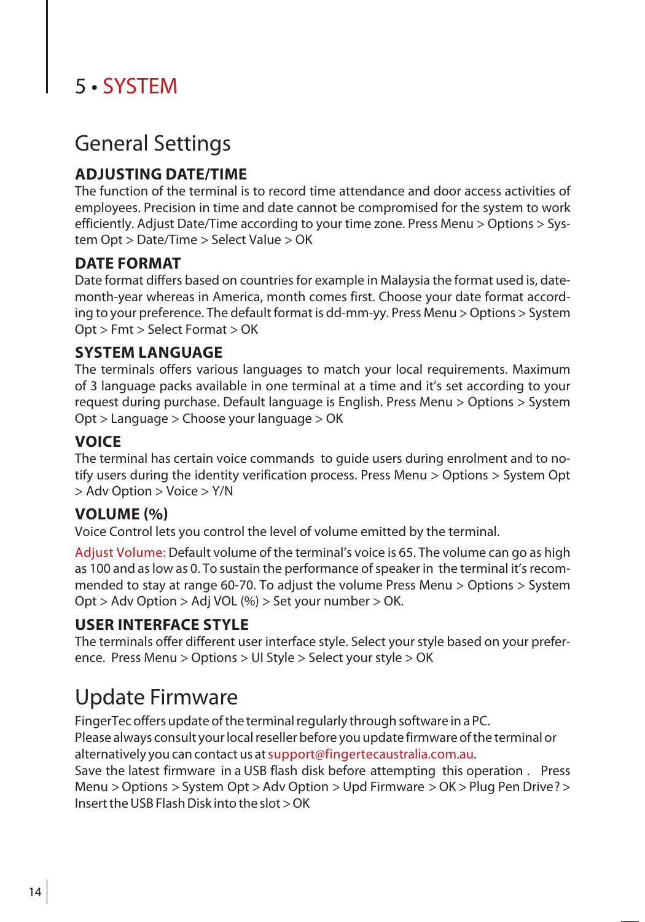# 5 • SYSTEM

## General Settings

### ADJUSTING DATE/TIME

The function of the terminal is to record time attendance and door access activities of employees. Precision in time and date cannot be compromised for the system to work efficiently. Adjust Date/Time according to your time zone. Press Menu > Options > System Opt > Date/Time > Select Value > OK

### DATE FORMAT

Date format differs based on countries for example in Malaysia the format used is, date-month-year whereas in America, month comes first. Choose your date format according to your preference. The default format is dd-mm-yy. Press Menu > Options > System Opt > Fmt > Select Format > OK

### SYSTEM LANGUAGE

The terminals offers various languages to match your local requirements. Maximum of 3 language packs available in one terminal at a time and it's set according to your request during purchase. Default language is English. Press Menu > Options > System Opt > Language > Choose your language > OK

### VOICE

The terminal has certain voice commands to guide users during enrolment and to notify users during the identity verification process. Press Menu > Options > System Opt > Adv Option > Voice > Y/N

### VOLUME (%)

Voice Control lets you control the level of volume emitted by the terminal.

Adjust Volume: Default volume of the terminal's voice is 65. The volume can go as high as 100 and as low as 0. To sustain the performance of speaker in the terminal it's recommended to stay at range 60-70. To adjust the volume Press Menu > Options > System Opt > Adv Option > Adj VOL (%) > Set your number > OK.

### USER INTERFACE STYLE

The terminals offer different user interface style. Select your style based on your preference. Press Menu > Options > UI Style > Select your style > OK

## Update Firmware

FingerTec offers update of the terminal regularly through software in a PC.
Please always consult your local reseller before you update firmware of the terminal or alternatively you can contact us at support@fingertecaustralia.com.au.
Save the latest firmware in a USB flash disk before attempting this operation . Press Menu > Options > System Opt > Adv Option > Upd Firmware > OK > Plug Pen Drive? > Insert the USB Flash Disk into the slot > OK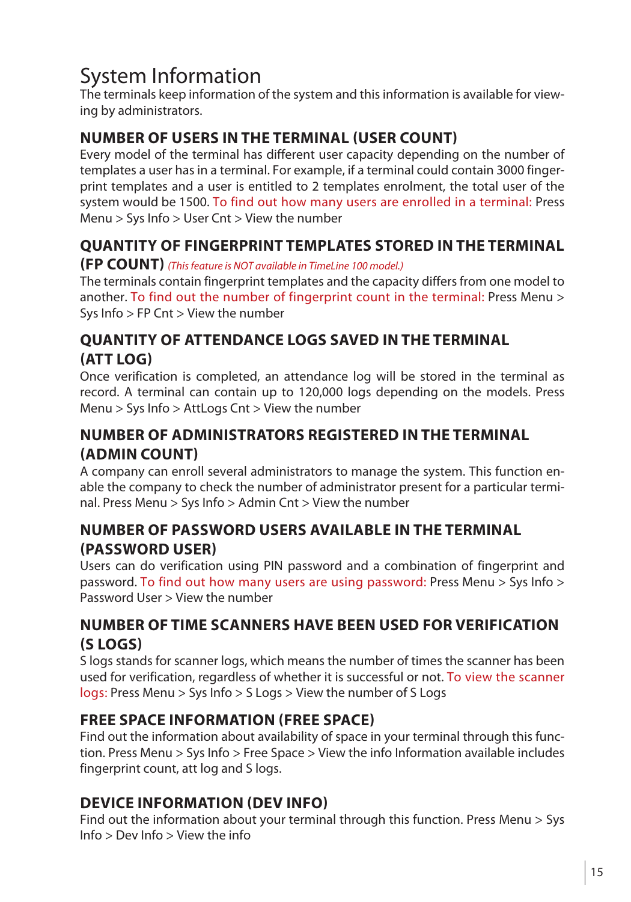# System Information

The terminals keep information of the system and this information is available for viewing by administrators.

## NUMBER OF USERS IN THE TERMINAL (USER COUNT)

Every model of the terminal has different user capacity depending on the number of templates a user has in a terminal. For example, if a terminal could contain 3000 fingerprint templates and a user is entitled to 2 templates enrolment, the total user of the system would be 1500. To find out how many users are enrolled in a terminal: Press Menu > Sys Info > User Cnt > View the number

## QUANTITY OF FINGERPRINT TEMPLATES STORED IN THE TERMINAL (FP COUNT) *(This feature is NOT available in TimeLine 100 model.)*

The terminals contain fingerprint templates and the capacity differs from one model to another. To find out the number of fingerprint count in the terminal: Press Menu > Sys Info > FP Cnt > View the number

## QUANTITY OF ATTENDANCE LOGS SAVED IN THE TERMINAL (ATT LOG)

Once verification is completed, an attendance log will be stored in the terminal as record. A terminal can contain up to 120,000 logs depending on the models. Press Menu > Sys Info > AttLogs Cnt > View the number

## NUMBER OF ADMINISTRATORS REGISTERED IN THE TERMINAL (ADMIN COUNT)

A company can enroll several administrators to manage the system. This function enable the company to check the number of administrator present for a particular terminal. Press Menu > Sys Info > Admin Cnt > View the number

## NUMBER OF PASSWORD USERS AVAILABLE IN THE TERMINAL (PASSWORD USER)

Users can do verification using PIN password and a combination of fingerprint and password. To find out how many users are using password: Press Menu > Sys Info > Password User > View the number

## NUMBER OF TIME SCANNERS HAVE BEEN USED FOR VERIFICATION (S LOGS)

S logs stands for scanner logs, which means the number of times the scanner has been used for verification, regardless of whether it is successful or not. To view the scanner logs: Press Menu > Sys Info > S Logs > View the number of S Logs

## FREE SPACE INFORMATION (FREE SPACE)

Find out the information about availability of space in your terminal through this function. Press Menu > Sys Info > Free Space > View the info Information available includes fingerprint count, att log and S logs.

## DEVICE INFORMATION (DEV INFO)

Find out the information about your terminal through this function. Press Menu > Sys Info > Dev Info > View the info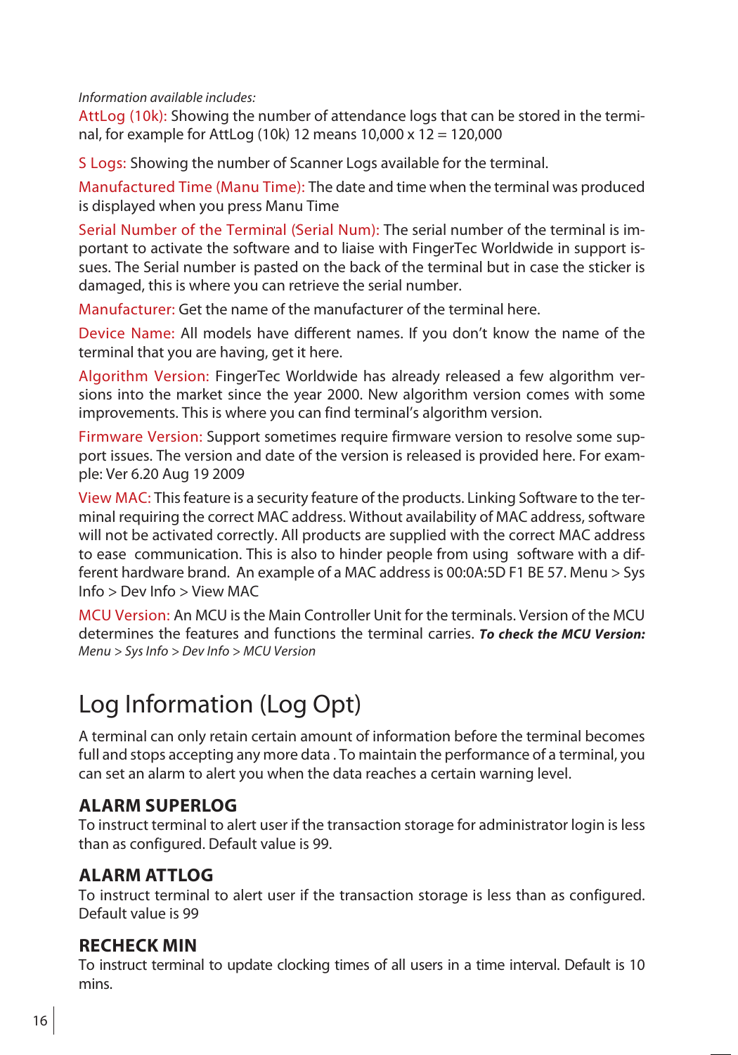*Information available includes:*

AttLog (10k): Showing the number of attendance logs that can be stored in the terminal, for example for AttLog (10k) 12 means 10,000 x 12 = 120,000

S Logs: Showing the number of Scanner Logs available for the terminal.

Manufactured Time (Manu Time): The date and time when the terminal was produced is displayed when you press Manu Time

Serial Number of the Terminal (Serial Num): The serial number of the terminal is important to activate the software and to liaise with FingerTec Worldwide in support issues. The Serial number is pasted on the back of the terminal but in case the sticker is damaged, this is where you can retrieve the serial number.

Manufacturer: Get the name of the manufacturer of the terminal here.

Device Name: All models have different names. If you don't know the name of the terminal that you are having, get it here.

Algorithm Version: FingerTec Worldwide has already released a few algorithm versions into the market since the year 2000. New algorithm version comes with some improvements. This is where you can find terminal's algorithm version.

Firmware Version: Support sometimes require firmware version to resolve some support issues. The version and date of the version is released is provided here. For example: Ver 6.20 Aug 19 2009

View MAC: This feature is a security feature of the products. Linking Software to the terminal requiring the correct MAC address. Without availability of MAC address, software will not be activated correctly. All products are supplied with the correct MAC address to ease communication. This is also to hinder people from using software with a different hardware brand. An example of a MAC address is 00:0A:5D F1 BE 57. Menu > Sys Info > Dev Info > View MAC

MCU Version: An MCU is the Main Controller Unit for the terminals. Version of the MCU determines the features and functions the terminal carries. ***To check the MCU Version:*** *Menu > Sys Info > Dev Info > MCU Version*

# Log Information (Log Opt)

A terminal can only retain certain amount of information before the terminal becomes full and stops accepting any more data . To maintain the performance of a terminal, you can set an alarm to alert you when the data reaches a certain warning level.

## ALARM SUPERLOG

To instruct terminal to alert user if the transaction storage for administrator login is less than as configured. Default value is 99.

## ALARM ATTLOG

To instruct terminal to alert user if the transaction storage is less than as configured. Default value is 99

## RECHECK MIN

To instruct terminal to update clocking times of all users in a time interval. Default is 10 mins.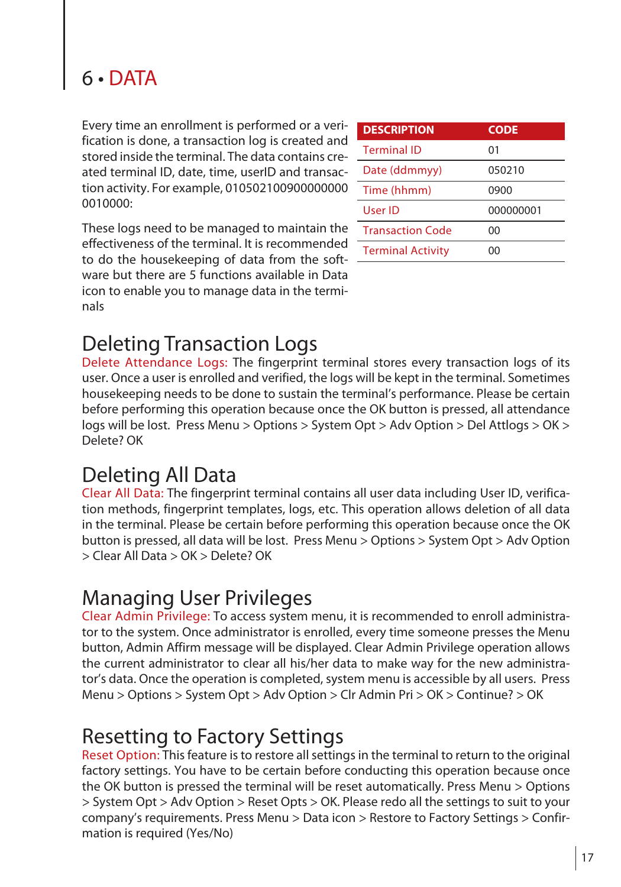# 6 • DATA

Every time an enrollment is performed or a verification is done, a transaction log is created and stored inside the terminal. The data contains created terminal ID, date, time, userID and transaction activity. For example, 0105021009000000000010000:

| DESCRIPTION | CODE |
|---|---|
| Terminal ID | 01 |
| Date (ddmmyy) | 050210 |
| Time (hhmm) | 0900 |
| User ID | 000000001 |
| Transaction Code | 00 |
| Terminal Activity | 00 |

These logs need to be managed to maintain the effectiveness of the terminal. It is recommended to do the housekeeping of data from the software but there are 5 functions available in Data icon to enable you to manage data in the terminals

## Deleting Transaction Logs

Delete Attendance Logs: The fingerprint terminal stores every transaction logs of its user. Once a user is enrolled and verified, the logs will be kept in the terminal. Sometimes housekeeping needs to be done to sustain the terminal's performance. Please be certain before performing this operation because once the OK button is pressed, all attendance logs will be lost. Press Menu > Options > System Opt > Adv Option > Del Attlogs > OK > Delete? OK

## Deleting All Data

Clear All Data: The fingerprint terminal contains all user data including User ID, verification methods, fingerprint templates, logs, etc. This operation allows deletion of all data in the terminal. Please be certain before performing this operation because once the OK button is pressed, all data will be lost. Press Menu > Options > System Opt > Adv Option > Clear All Data > OK > Delete? OK

## Managing User Privileges

Clear Admin Privilege: To access system menu, it is recommended to enroll administrator to the system. Once administrator is enrolled, every time someone presses the Menu button, Admin Affirm message will be displayed. Clear Admin Privilege operation allows the current administrator to clear all his/her data to make way for the new administrator's data. Once the operation is completed, system menu is accessible by all users. Press Menu > Options > System Opt > Adv Option > Clr Admin Pri > OK > Continue? > OK

## Resetting to Factory Settings

Reset Option: This feature is to restore all settings in the terminal to return to the original factory settings. You have to be certain before conducting this operation because once the OK button is pressed the terminal will be reset automatically. Press Menu > Options > System Opt > Adv Option > Reset Opts > OK. Please redo all the settings to suit to your company's requirements. Press Menu > Data icon > Restore to Factory Settings > Confirmation is required (Yes/No)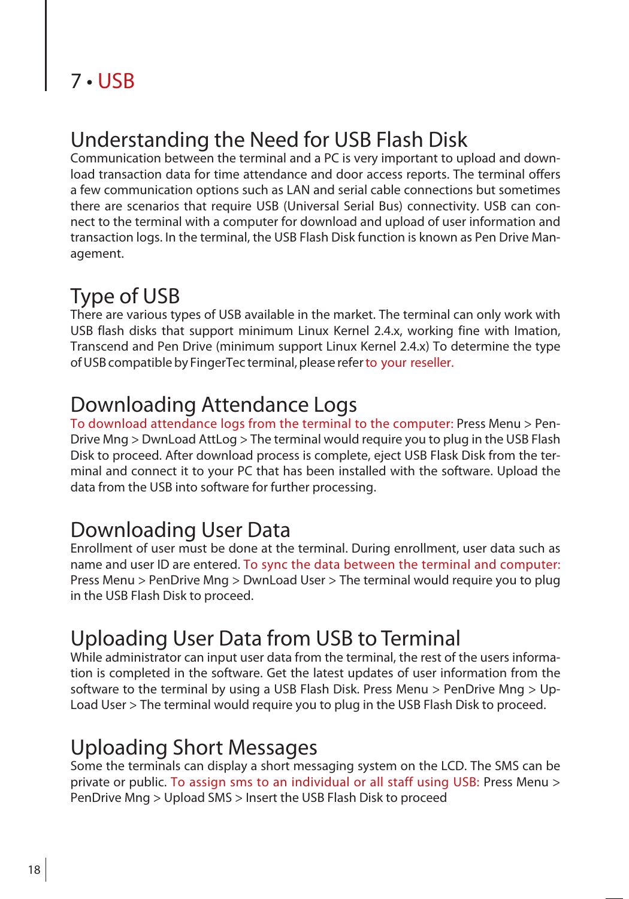# 7 • USB

## Understanding the Need for USB Flash Disk

Communication between the terminal and a PC is very important to upload and download transaction data for time attendance and door access reports. The terminal offers a few communication options such as LAN and serial cable connections but sometimes there are scenarios that require USB (Universal Serial Bus) connectivity. USB can connect to the terminal with a computer for download and upload of user information and transaction logs. In the terminal, the USB Flash Disk function is known as Pen Drive Management.

## Type of USB

There are various types of USB available in the market. The terminal can only work with USB flash disks that support minimum Linux Kernel 2.4.x, working fine with Imation, Transcend and Pen Drive (minimum support Linux Kernel 2.4.x) To determine the type of USB compatible by FingerTec terminal, please refer to your reseller.

## Downloading Attendance Logs

To download attendance logs from the terminal to the computer: Press Menu > Pen-Drive Mng > DwnLoad AttLog > The terminal would require you to plug in the USB Flash Disk to proceed. After download process is complete, eject USB Flask Disk from the terminal and connect it to your PC that has been installed with the software. Upload the data from the USB into software for further processing.

## Downloading User Data

Enrollment of user must be done at the terminal. During enrollment, user data such as name and user ID are entered. To sync the data between the terminal and computer: Press Menu > PenDrive Mng > DwnLoad User > The terminal would require you to plug in the USB Flash Disk to proceed.

## Uploading User Data from USB to Terminal

While administrator can input user data from the terminal, the rest of the users information is completed in the software. Get the latest updates of user information from the software to the terminal by using a USB Flash Disk. Press Menu > PenDrive Mng > Up-Load User > The terminal would require you to plug in the USB Flash Disk to proceed.

## Uploading Short Messages

Some the terminals can display a short messaging system on the LCD. The SMS can be private or public. To assign sms to an individual or all staff using USB: Press Menu > PenDrive Mng > Upload SMS > Insert the USB Flash Disk to proceed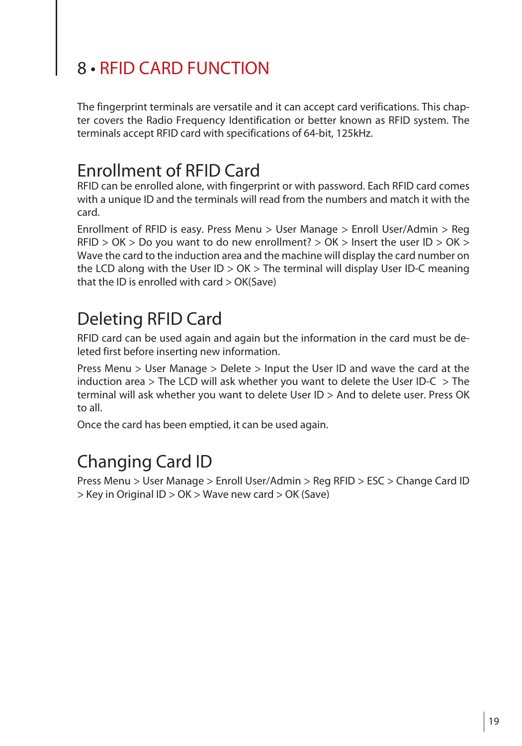# 8 • RFID CARD FUNCTION

The fingerprint terminals are versatile and it can accept card verifications. This chapter covers the Radio Frequency Identification or better known as RFID system. The terminals accept RFID card with specifications of 64-bit, 125kHz.

## Enrollment of RFID Card

RFID can be enrolled alone, with fingerprint or with password. Each RFID card comes with a unique ID and the terminals will read from the numbers and match it with the card.

Enrollment of RFID is easy. Press Menu > User Manage > Enroll User/Admin > Reg RFID > OK > Do you want to do new enrollment? > OK > Insert the user ID > OK > Wave the card to the induction area and the machine will display the card number on the LCD along with the User ID > OK > The terminal will display User ID-C meaning that the ID is enrolled with card > OK(Save)

## Deleting RFID Card

RFID card can be used again and again but the information in the card must be deleted first before inserting new information.

Press Menu > User Manage > Delete > Input the User ID and wave the card at the induction area > The LCD will ask whether you want to delete the User ID-C > The terminal will ask whether you want to delete User ID > And to delete user. Press OK to all.

Once the card has been emptied, it can be used again.

## Changing Card ID

Press Menu > User Manage > Enroll User/Admin > Reg RFID > ESC > Change Card ID > Key in Original ID > OK > Wave new card > OK (Save)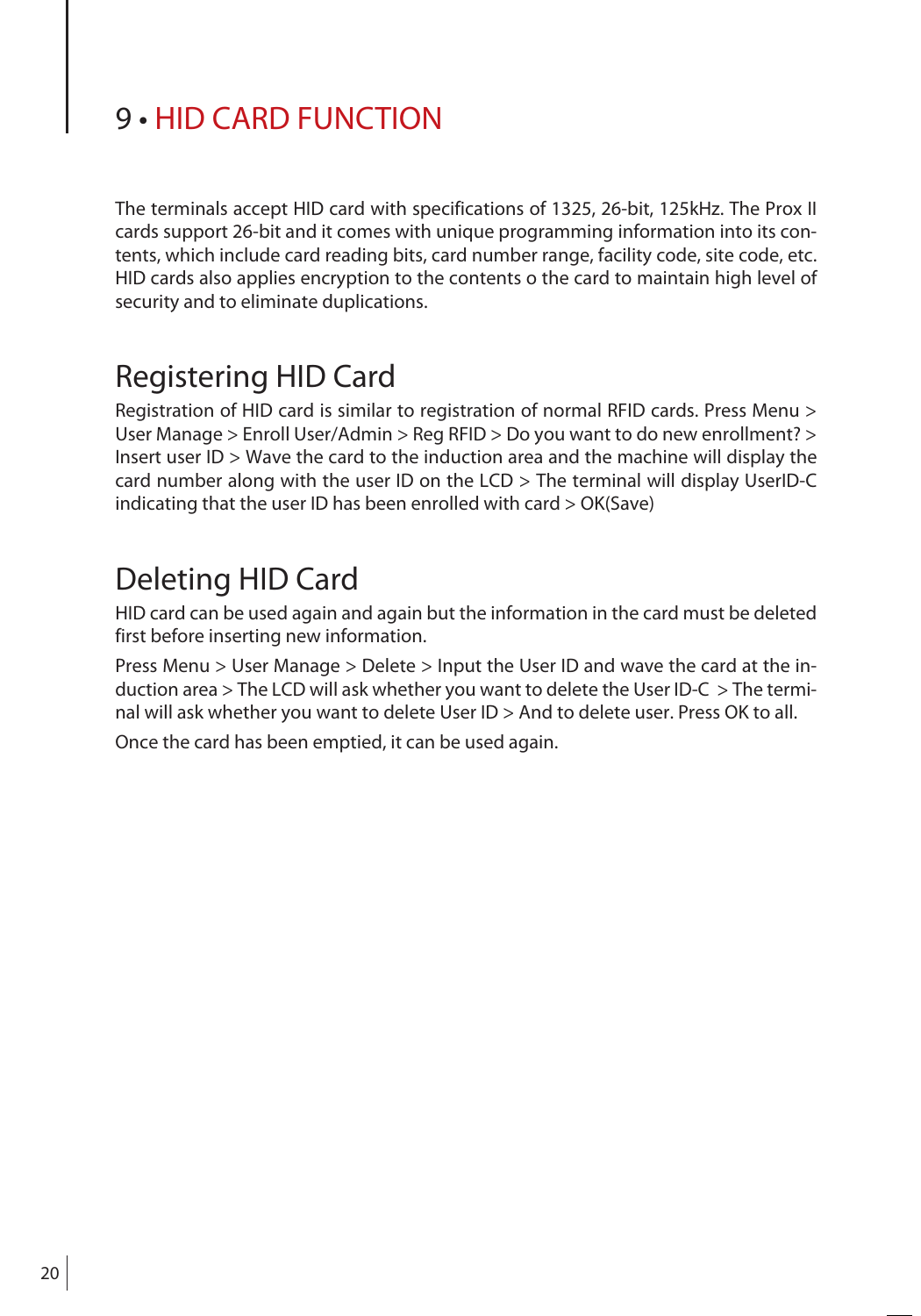# 9 • HID CARD FUNCTION

The terminals accept HID card with specifications of 1325, 26-bit, 125kHz. The Prox II cards support 26-bit and it comes with unique programming information into its contents, which include card reading bits, card number range, facility code, site code, etc. HID cards also applies encryption to the contents o the card to maintain high level of security and to eliminate duplications.

## Registering HID Card

Registration of HID card is similar to registration of normal RFID cards. Press Menu > User Manage > Enroll User/Admin > Reg RFID > Do you want to do new enrollment? > Insert user ID > Wave the card to the induction area and the machine will display the card number along with the user ID on the LCD > The terminal will display UserID-C indicating that the user ID has been enrolled with card > OK(Save)

## Deleting HID Card

HID card can be used again and again but the information in the card must be deleted first before inserting new information.

Press Menu > User Manage > Delete > Input the User ID and wave the card at the induction area > The LCD will ask whether you want to delete the User ID-C > The terminal will ask whether you want to delete User ID > And to delete user. Press OK to all.

Once the card has been emptied, it can be used again.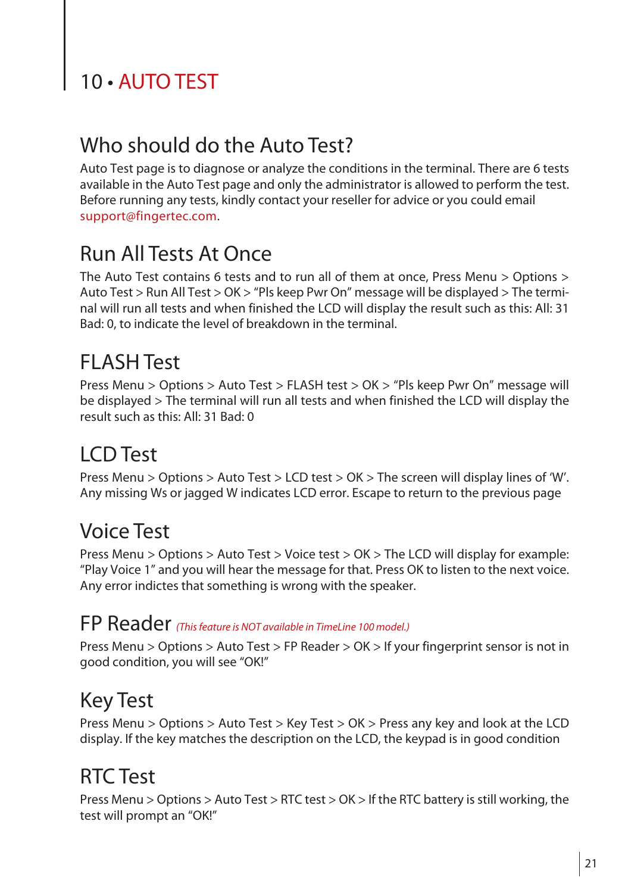# 10 • AUTO TEST

## Who should do the Auto Test?

Auto Test page is to diagnose or analyze the conditions in the terminal. There are 6 tests available in the Auto Test page and only the administrator is allowed to perform the test. Before running any tests, kindly contact your reseller for advice or you could email support@fingertec.com.

## Run All Tests At Once

The Auto Test contains 6 tests and to run all of them at once, Press Menu > Options > Auto Test > Run All Test > OK > “Pls keep Pwr On” message will be displayed > The terminal will run all tests and when finished the LCD will display the result such as this: All: 31 Bad: 0, to indicate the level of breakdown in the terminal.

## FLASH Test

Press Menu > Options > Auto Test > FLASH test > OK > “Pls keep Pwr On” message will be displayed > The terminal will run all tests and when finished the LCD will display the result such as this: All: 31 Bad: 0

## LCD Test

Press Menu > Options > Auto Test > LCD test > OK > The screen will display lines of ‘W’. Any missing Ws or jagged W indicates LCD error. Escape to return to the previous page

## Voice Test

Press Menu > Options > Auto Test > Voice test > OK > The LCD will display for example: “Play Voice 1” and you will hear the message for that. Press OK to listen to the next voice. Any error indictes that something is wrong with the speaker.

## FP Reader *(This feature is NOT available in TimeLine 100 model.)*

Press Menu > Options > Auto Test > FP Reader > OK > If your fingerprint sensor is not in good condition, you will see “OK!”

## Key Test

Press Menu > Options > Auto Test > Key Test > OK > Press any key and look at the LCD display. If the key matches the description on the LCD, the keypad is in good condition

## RTC Test

Press Menu > Options > Auto Test > RTC test > OK > If the RTC battery is still working, the test will prompt an “OK!”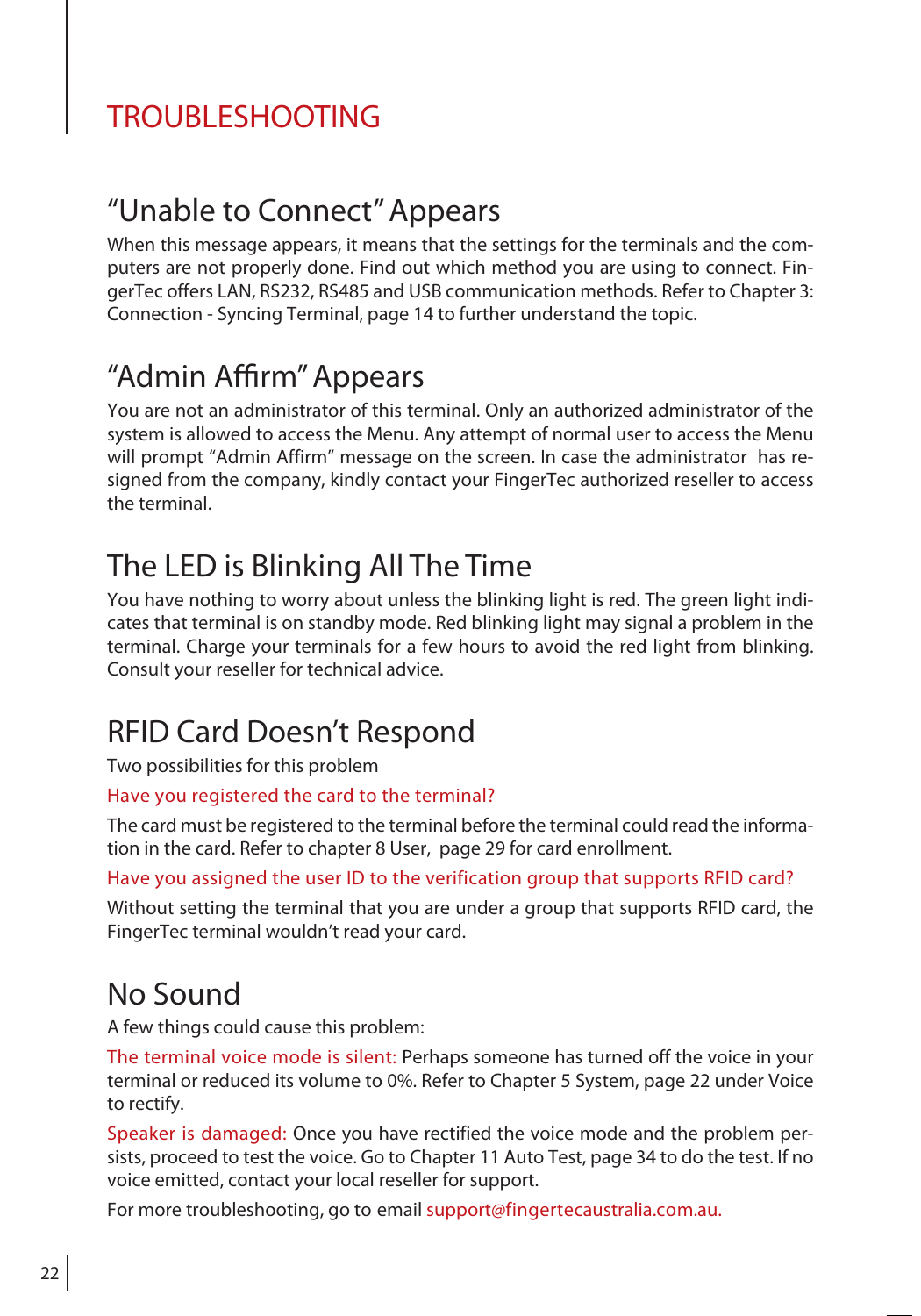# TROUBLESHOOTING

## “Unable to Connect” Appears

When this message appears, it means that the settings for the terminals and the computers are not properly done. Find out which method you are using to connect. FingerTec offers LAN, RS232, RS485 and USB communication methods. Refer to Chapter 3: Connection - Syncing Terminal, page 14 to further understand the topic.

## “Admin Affirm” Appears

You are not an administrator of this terminal. Only an authorized administrator of the system is allowed to access the Menu. Any attempt of normal user to access the Menu will prompt “Admin Affirm” message on the screen. In case the administrator has resigned from the company, kindly contact your FingerTec authorized reseller to access the terminal.

## The LED is Blinking All The Time

You have nothing to worry about unless the blinking light is red. The green light indicates that terminal is on standby mode. Red blinking light may signal a problem in the terminal. Charge your terminals for a few hours to avoid the red light from blinking. Consult your reseller for technical advice.

## RFID Card Doesn’t Respond

Two possibilities for this problem

Have you registered the card to the terminal?

The card must be registered to the terminal before the terminal could read the information in the card. Refer to chapter 8 User, page 29 for card enrollment.

Have you assigned the user ID to the verification group that supports RFID card?

Without setting the terminal that you are under a group that supports RFID card, the FingerTec terminal wouldn’t read your card.

## No Sound

A few things could cause this problem:

The terminal voice mode is silent: Perhaps someone has turned off the voice in your terminal or reduced its volume to 0%. Refer to Chapter 5 System, page 22 under Voice to rectify.

Speaker is damaged: Once you have rectified the voice mode and the problem persists, proceed to test the voice. Go to Chapter 11 Auto Test, page 34 to do the test. If no voice emitted, contact your local reseller for support.

For more troubleshooting, go to email support@fingertecaustralia.com.au.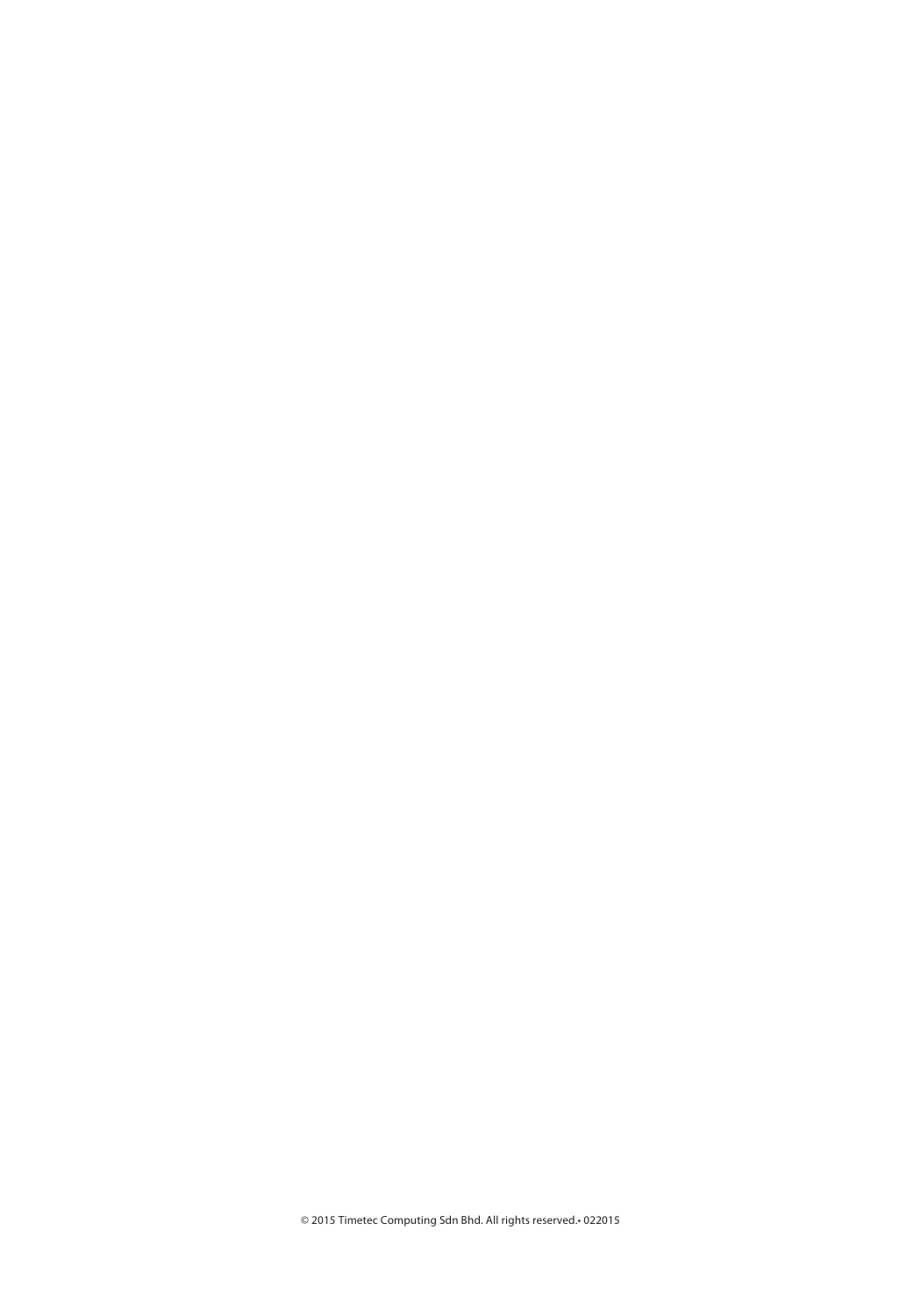© 2015 Timetec Computing Sdn Bhd. All rights reserved.• 022015